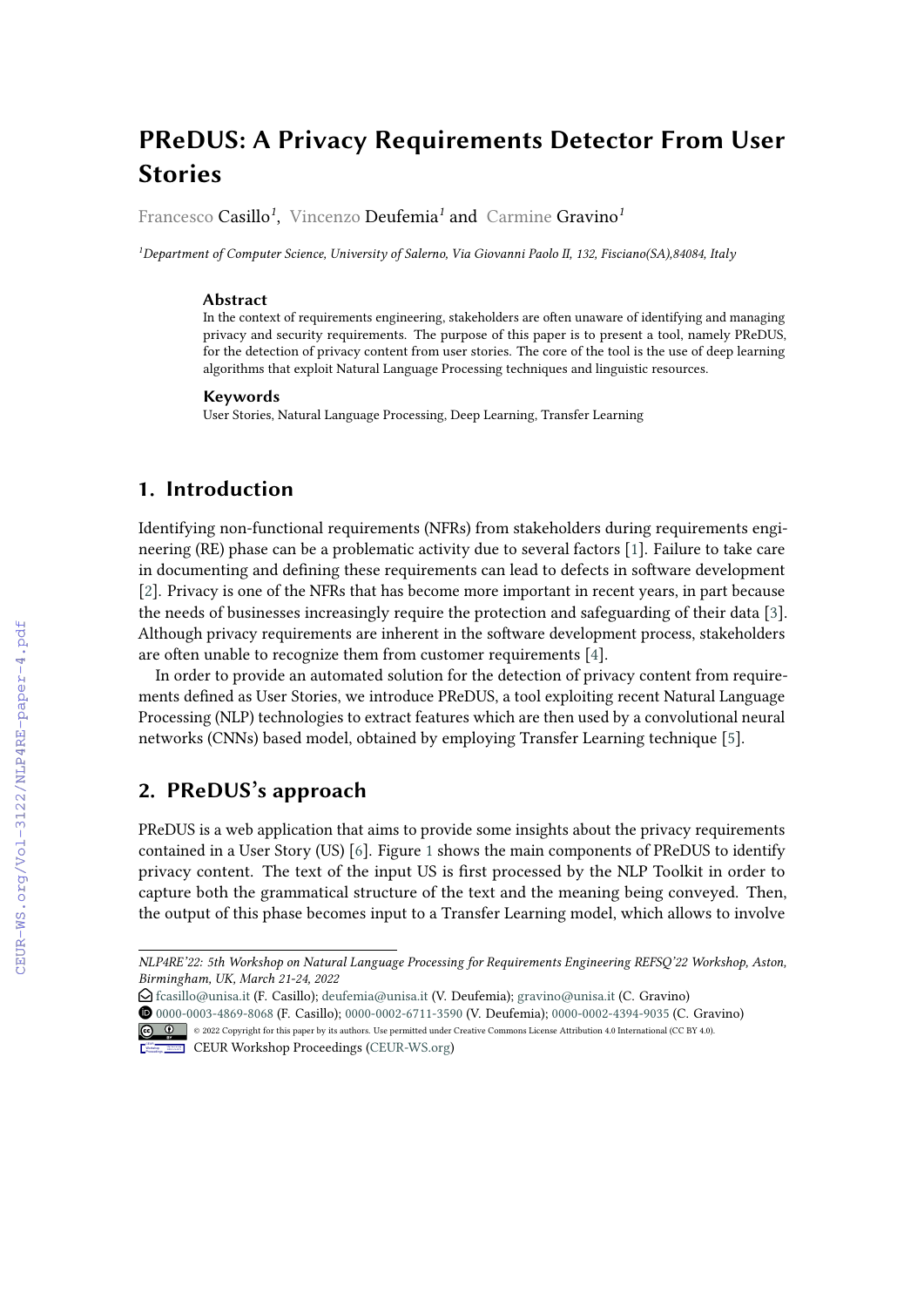# PReDUS: A Privacy Requirements Detector From User Stories

Francesco Casillo[1], Vincenzo Deufemia[1] and Carmine Gravino[1]

[1]*Department of Computer Science, University of Salerno, Via Giovanni Paolo II, 132, Fisciano(SA),84084, Italy*

### Abstract

In the context of requirements engineering, stakeholders are often unaware of identifying and managing privacy and security requirements. The purpose of this paper is to present a tool, namely PReDUS, for the detection of privacy content from user stories. The core of the tool is the use of deep learning algorithms that exploit Natural Language Processing techniques and linguistic resources.

### Keywords

User Stories, Natural Language Processing, Deep Learning, Transfer Learning

## 1. Introduction

Identifying non-functional requirements (NFRs) from stakeholders during requirements engineering (RE) phase can be a problematic activity due to several factors [1]. Failure to take care in documenting and defining these requirements can lead to defects in software development [2]. Privacy is one of the NFRs that has become more important in recent years, in part because the needs of businesses increasingly require the protection and safeguarding of their data [3]. Although privacy requirements are inherent in the software development process, stakeholders are often unable to recognize them from customer requirements [4].

In order to provide an automated solution for the detection of privacy content from requirements defined as User Stories, we introduce PReDUS, a tool exploiting recent Natural Language Processing (NLP) technologies to extract features which are then used by a convolutional neural networks (CNNs) based model, obtained by employing Transfer Learning technique [5].

## 2. PReDUS's approach

PReDUS is a web application that aims to provide some insights about the privacy requirements contained in a User Story (US) [6]. Figure 1 shows the main components of PReDUS to identify privacy content. The text of the input US is first processed by the NLP Toolkit in order to capture both the grammatical structure of the text and the meaning being conveyed. Then, the output of this phase becomes input to a Transfer Learning model, which allows to involve

---

*NLP4RE'22: 5th Workshop on Natural Language Processing for Requirements Engineering REFSQ'22 Workshop, Aston, Birmingham, UK, March 21-24, 2022*

fcasillo@unisa.it (F. Casillo); deufemia@unisa.it (V. Deufemia); gravino@unisa.it (C. Gravino)

0000-0003-4869-8068 (F. Casillo); 0000-0002-6711-3590 (V. Deufemia); 0000-0002-4394-9035 (C. Gravino)

© 2022 Copyright for this paper by its authors. Use permitted under Creative Commons License Attribution 4.0 International (CC BY 4.0).

CEUR Workshop Proceedings (CEUR-WS.org)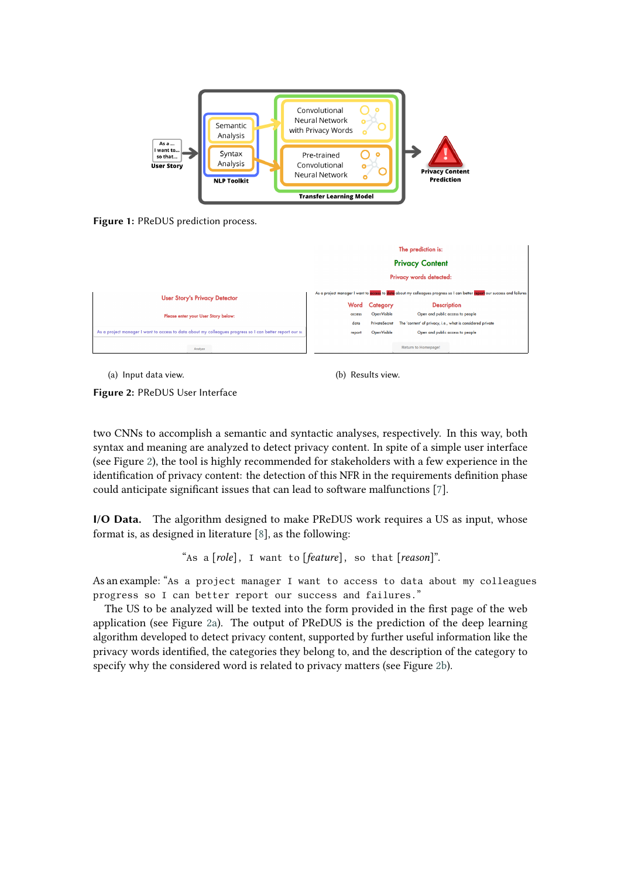Figure 1: PReDUS prediction process.

(a) Input data view.

(b) Results view.

Figure 2: PReDUS User Interface

two CNNs to accomplish a semantic and syntactic analyses, respectively. In this way, both syntax and meaning are analyzed to detect privacy content. In spite of a simple user interface (see Figure 2), the tool is highly recommended for stakeholders with a few experience in the identification of privacy content: the detection of this NFR in the requirements definition phase could anticipate significant issues that can lead to software malfunctions [7].

**I/O Data.** The algorithm designed to make PReDUS work requires a US as input, whose format is, as designed in literature [8], as the following:

"`As a` [*role*], `I want to` [*feature*], `so that` [*reason*]".

As an example: "`As a project manager I want to access to data about my colleagues progress so I can better report our success and failures.`"

The US to be analyzed will be texted into the form provided in the first page of the web application (see Figure 2a). The output of PReDUS is the prediction of the deep learning algorithm developed to detect privacy content, supported by further useful information like the privacy words identified, the categories they belong to, and the description of the category to specify why the considered word is related to privacy matters (see Figure 2b).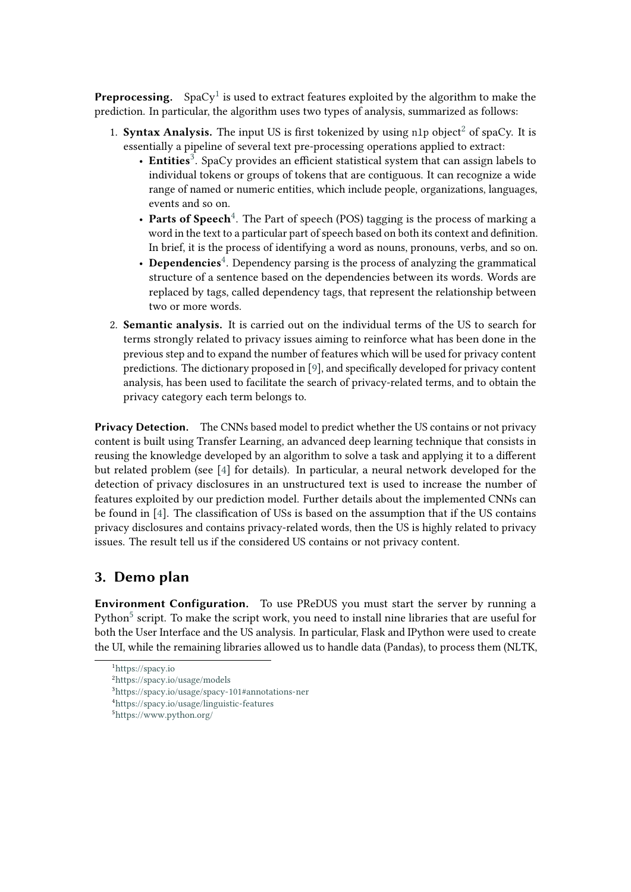**Preprocessing.** SpaCy[1] is used to extract features exploited by the algorithm to make the prediction. In particular, the algorithm uses two types of analysis, summarized as follows:

1. **Syntax Analysis.** The input US is first tokenized by using `nlp` object[2] of spaCy. It is essentially a pipeline of several text pre-processing operations applied to extract:
   - **Entities**[3]. SpaCy provides an efficient statistical system that can assign labels to individual tokens or groups of tokens that are contiguous. It can recognize a wide range of named or numeric entities, which include people, organizations, languages, events and so on.
   - **Parts of Speech**[4]. The Part of speech (POS) tagging is the process of marking a word in the text to a particular part of speech based on both its context and definition. In brief, it is the process of identifying a word as nouns, pronouns, verbs, and so on.
   - **Dependencies**[4]. Dependency parsing is the process of analyzing the grammatical structure of a sentence based on the dependencies between its words. Words are replaced by tags, called dependency tags, that represent the relationship between two or more words.
2. **Semantic analysis.** It is carried out on the individual terms of the US to search for terms strongly related to privacy issues aiming to reinforce what has been done in the previous step and to expand the number of features which will be used for privacy content predictions. The dictionary proposed in [9], and specifically developed for privacy content analysis, has been used to facilitate the search of privacy-related terms, and to obtain the privacy category each term belongs to.

**Privacy Detection.** The CNNs based model to predict whether the US contains or not privacy content is built using Transfer Learning, an advanced deep learning technique that consists in reusing the knowledge developed by an algorithm to solve a task and applying it to a different but related problem (see [4] for details). In particular, a neural network developed for the detection of privacy disclosures in an unstructured text is used to increase the number of features exploited by our prediction model. Further details about the implemented CNNs can be found in [4]. The classification of USs is based on the assumption that if the US contains privacy disclosures and contains privacy-related words, then the US is highly related to privacy issues. The result tell us if the considered US contains or not privacy content.

## 3. Demo plan

**Environment Configuration.** To use PReDUS you must start the server by running a Python[5] script. To make the script work, you need to install nine libraries that are useful for both the User Interface and the US analysis. In particular, Flask and IPython were used to create the UI, while the remaining libraries allowed us to handle data (Pandas), to process them (NLTK,

[1] https://spacy.io
[2] https://spacy.io/usage/models
[3] https://spacy.io/usage/spacy-101#annotations-ner
[4] https://spacy.io/usage/linguistic-features
[5] https://www.python.org/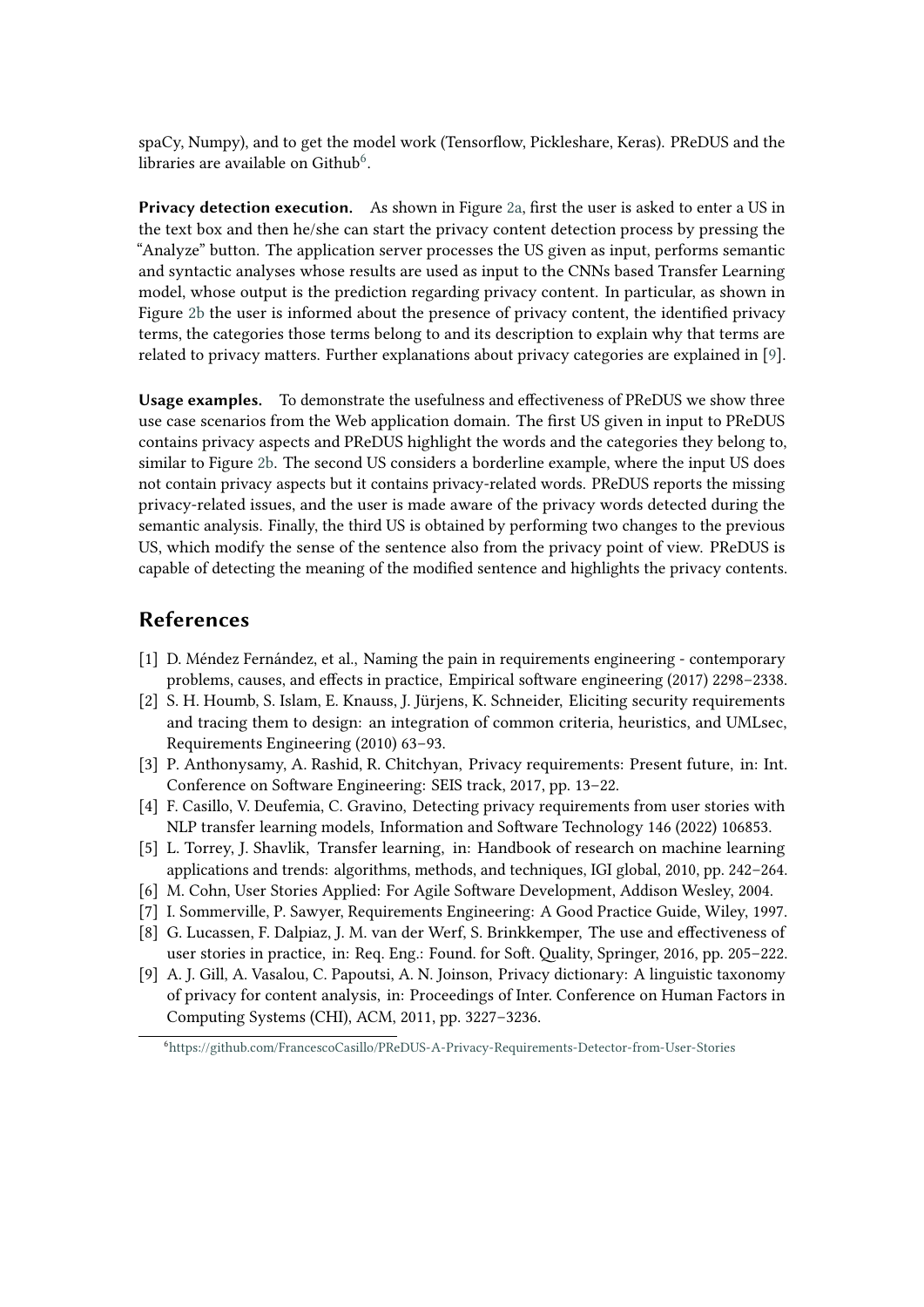spaCy, Numpy), and to get the model work (Tensorflow, Pickleshare, Keras). PReDUS and the libraries are available on Github[6].

**Privacy detection execution.** As shown in Figure 2a, first the user is asked to enter a US in the text box and then he/she can start the privacy content detection process by pressing the "Analyze" button. The application server processes the US given as input, performs semantic and syntactic analyses whose results are used as input to the CNNs based Transfer Learning model, whose output is the prediction regarding privacy content. In particular, as shown in Figure 2b the user is informed about the presence of privacy content, the identified privacy terms, the categories those terms belong to and its description to explain why that terms are related to privacy matters. Further explanations about privacy categories are explained in [9].

**Usage examples.** To demonstrate the usefulness and effectiveness of PReDUS we show three use case scenarios from the Web application domain. The first US given in input to PReDUS contains privacy aspects and PReDUS highlight the words and the categories they belong to, similar to Figure 2b. The second US considers a borderline example, where the input US does not contain privacy aspects but it contains privacy-related words. PReDUS reports the missing privacy-related issues, and the user is made aware of the privacy words detected during the semantic analysis. Finally, the third US is obtained by performing two changes to the previous US, which modify the sense of the sentence also from the privacy point of view. PReDUS is capable of detecting the meaning of the modified sentence and highlights the privacy contents.

## References

[1] D. Méndez Fernández, et al., Naming the pain in requirements engineering - contemporary problems, causes, and effects in practice, Empirical software engineering (2017) 2298–2338.

[2] S. H. Houmb, S. Islam, E. Knauss, J. Jürjens, K. Schneider, Eliciting security requirements and tracing them to design: an integration of common criteria, heuristics, and UMLsec, Requirements Engineering (2010) 63–93.

[3] P. Anthonysamy, A. Rashid, R. Chitchyan, Privacy requirements: Present future, in: Int. Conference on Software Engineering: SEIS track, 2017, pp. 13–22.

[4] F. Casillo, V. Deufemia, C. Gravino, Detecting privacy requirements from user stories with NLP transfer learning models, Information and Software Technology 146 (2022) 106853.

[5] L. Torrey, J. Shavlik, Transfer learning, in: Handbook of research on machine learning applications and trends: algorithms, methods, and techniques, IGI global, 2010, pp. 242–264.

[6] M. Cohn, User Stories Applied: For Agile Software Development, Addison Wesley, 2004.

[7] I. Sommerville, P. Sawyer, Requirements Engineering: A Good Practice Guide, Wiley, 1997.

[8] G. Lucassen, F. Dalpiaz, J. M. van der Werf, S. Brinkkemper, The use and effectiveness of user stories in practice, in: Req. Eng.: Found. for Soft. Quality, Springer, 2016, pp. 205–222.

[9] A. J. Gill, A. Vasalou, C. Papoutsi, A. N. Joinson, Privacy dictionary: A linguistic taxonomy of privacy for content analysis, in: Proceedings of Inter. Conference on Human Factors in Computing Systems (CHI), ACM, 2011, pp. 3227–3236.

[6] https://github.com/FrancescoCasillo/PReDUS-A-Privacy-Requirements-Detector-from-User-Stories